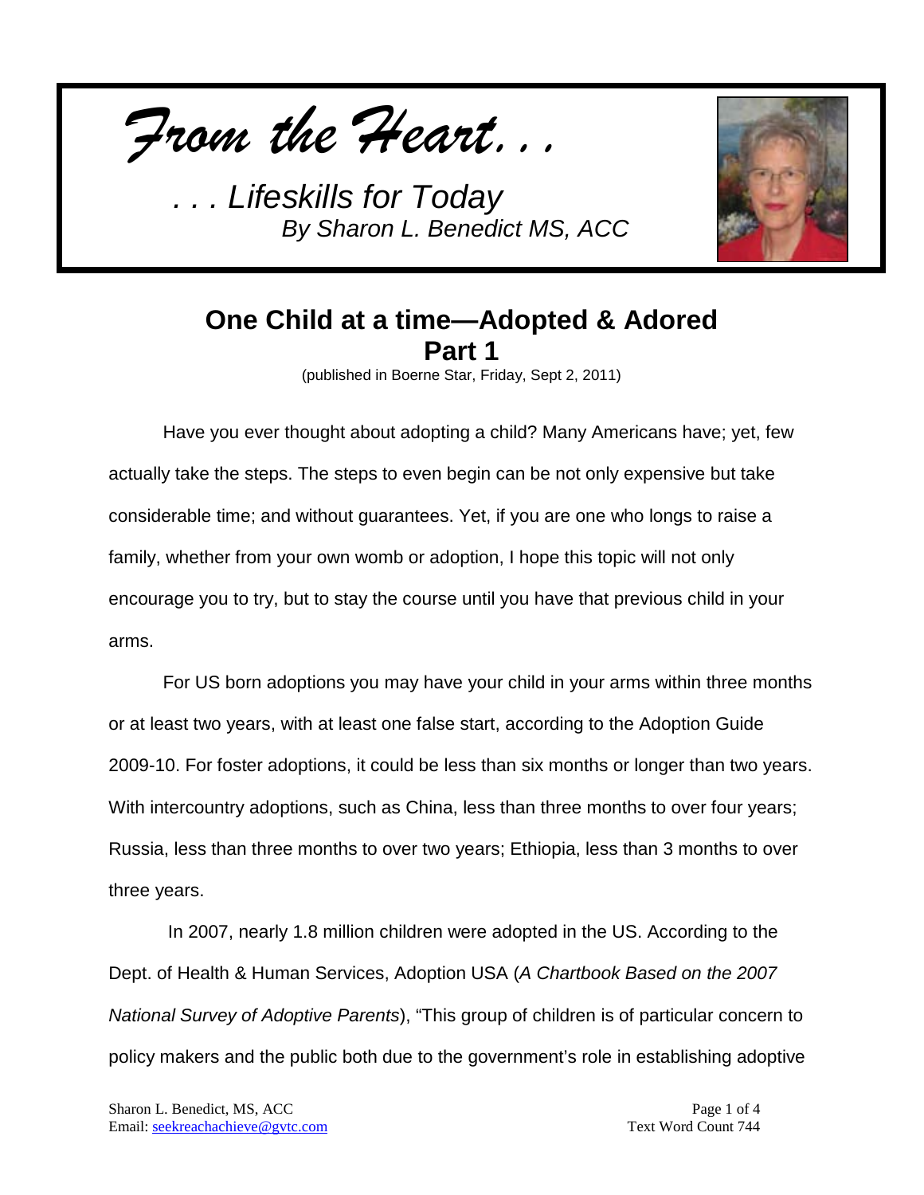*From the Heart. . .*

*. . . Lifeskills for Today*
*By Sharon L. Benedict MS, ACC*

# One Child at a time—Adopted & Adored
## Part 1

(published in Boerne Star, Friday, Sept 2, 2011)

Have you ever thought about adopting a child? Many Americans have; yet, few actually take the steps. The steps to even begin can be not only expensive but take considerable time; and without guarantees. Yet, if you are one who longs to raise a family, whether from your own womb or adoption, I hope this topic will not only encourage you to try, but to stay the course until you have that previous child in your arms.

For US born adoptions you may have your child in your arms within three months or at least two years, with at least one false start, according to the Adoption Guide 2009-10. For foster adoptions, it could be less than six months or longer than two years. With intercountry adoptions, such as China, less than three months to over four years; Russia, less than three months to over two years; Ethiopia, less than 3 months to over three years.

In 2007, nearly 1.8 million children were adopted in the US. According to the Dept. of Health & Human Services, Adoption USA (*A Chartbook Based on the 2007 National Survey of Adoptive Parents*), "This group of children is of particular concern to policy makers and the public both due to the government's role in establishing adoptive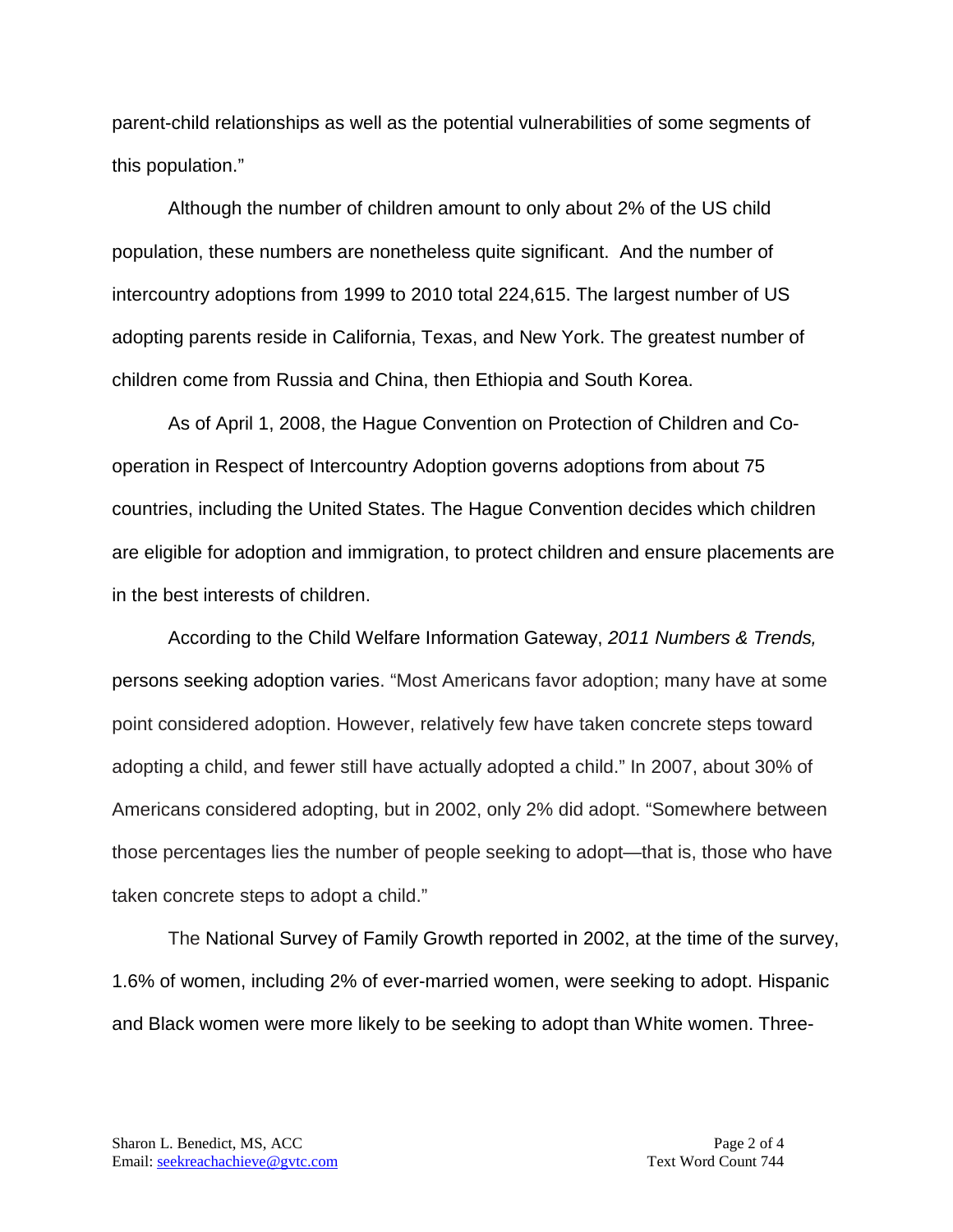parent-child relationships as well as the potential vulnerabilities of some segments of this population."

Although the number of children amount to only about 2% of the US child population, these numbers are nonetheless quite significant. And the number of intercountry adoptions from 1999 to 2010 total 224,615. The largest number of US adopting parents reside in California, Texas, and New York. The greatest number of children come from Russia and China, then Ethiopia and South Korea.

As of April 1, 2008, the Hague Convention on Protection of Children and Co-operation in Respect of Intercountry Adoption governs adoptions from about 75 countries, including the United States. The Hague Convention decides which children are eligible for adoption and immigration, to protect children and ensure placements are in the best interests of children.

According to the Child Welfare Information Gateway, *2011 Numbers & Trends,* persons seeking adoption varies. "Most Americans favor adoption; many have at some point considered adoption. However, relatively few have taken concrete steps toward adopting a child, and fewer still have actually adopted a child." In 2007, about 30% of Americans considered adopting, but in 2002, only 2% did adopt. "Somewhere between those percentages lies the number of people seeking to adopt—that is, those who have taken concrete steps to adopt a child."

The National Survey of Family Growth reported in 2002, at the time of the survey, 1.6% of women, including 2% of ever-married women, were seeking to adopt. Hispanic and Black women were more likely to be seeking to adopt than White women. Three-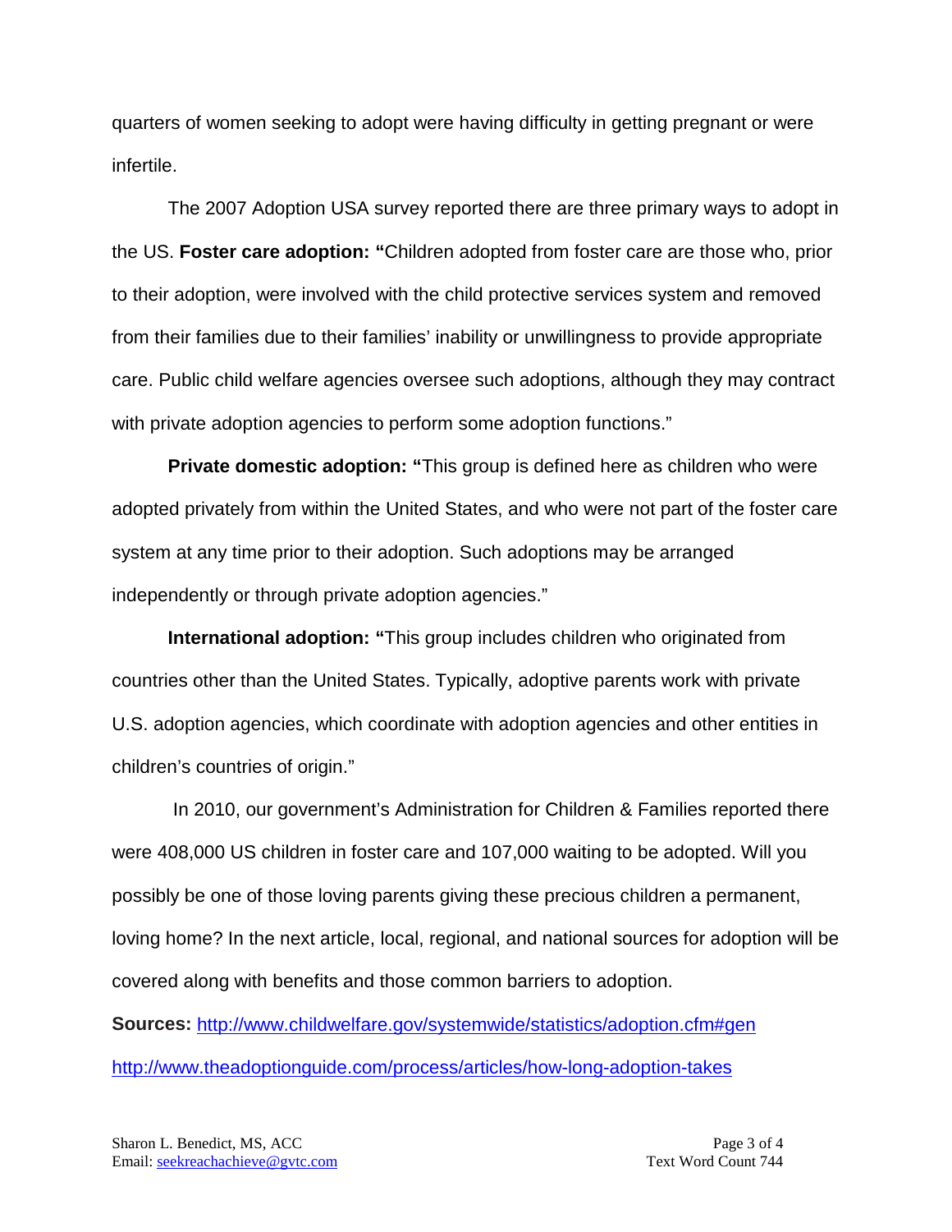quarters of women seeking to adopt were having difficulty in getting pregnant or were infertile.

The 2007 Adoption USA survey reported there are three primary ways to adopt in the US. **Foster care adoption: "**Children adopted from foster care are those who, prior to their adoption, were involved with the child protective services system and removed from their families due to their families' inability or unwillingness to provide appropriate care. Public child welfare agencies oversee such adoptions, although they may contract with private adoption agencies to perform some adoption functions."

**Private domestic adoption: "**This group is defined here as children who were adopted privately from within the United States, and who were not part of the foster care system at any time prior to their adoption. Such adoptions may be arranged independently or through private adoption agencies."

**International adoption: "**This group includes children who originated from countries other than the United States. Typically, adoptive parents work with private U.S. adoption agencies, which coordinate with adoption agencies and other entities in children's countries of origin."

In 2010, our government's Administration for Children & Families reported there were 408,000 US children in foster care and 107,000 waiting to be adopted. Will you possibly be one of those loving parents giving these precious children a permanent, loving home? In the next article, local, regional, and national sources for adoption will be covered along with benefits and those common barriers to adoption.

**Sources:** http://www.childwelfare.gov/systemwide/statistics/adoption.cfm#gen

http://www.theadoptionguide.com/process/articles/how-long-adoption-takes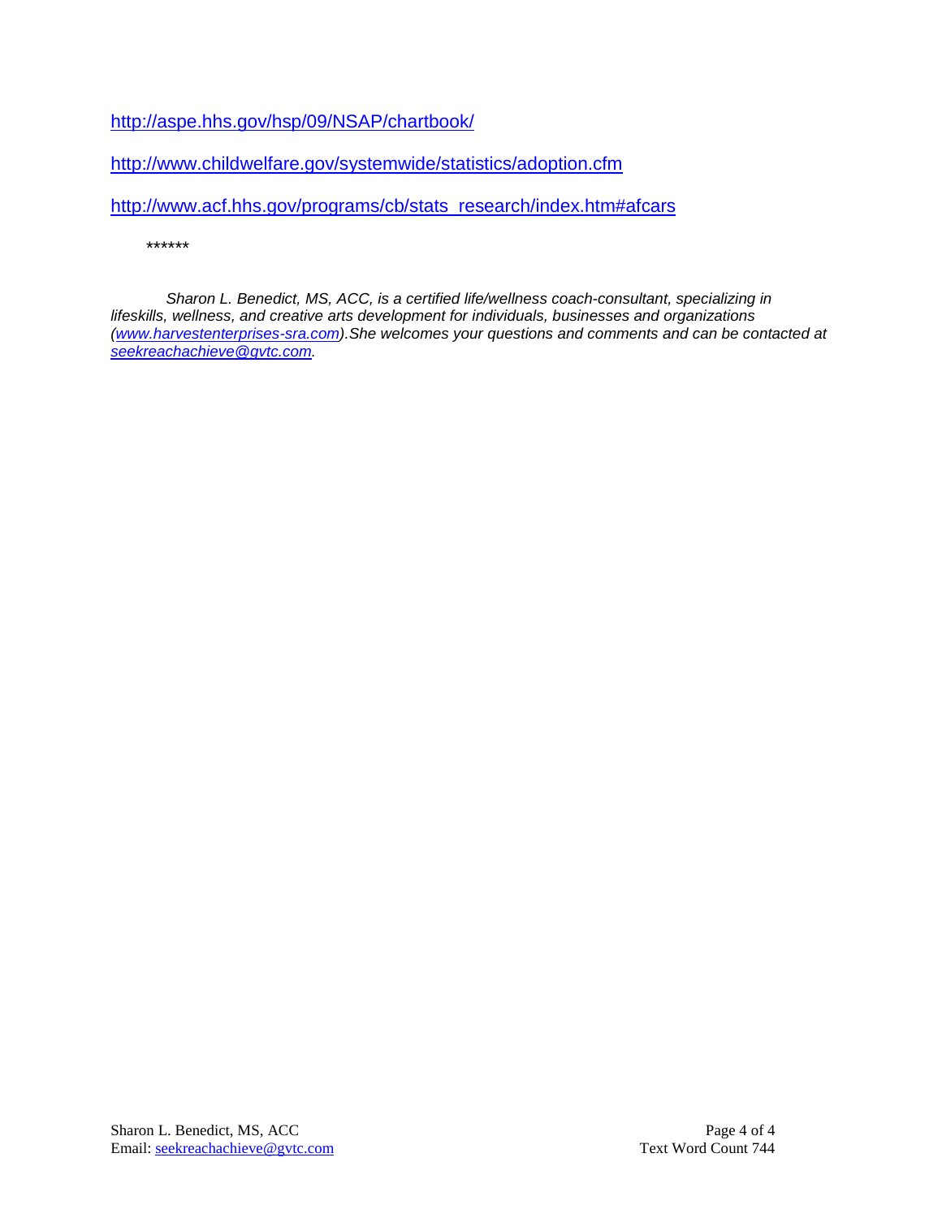http://aspe.hhs.gov/hsp/09/NSAP/chartbook/

http://www.childwelfare.gov/systemwide/statistics/adoption.cfm

http://www.acf.hhs.gov/programs/cb/stats_research/index.htm#afcars

******

*Sharon L. Benedict, MS, ACC, is a certified life/wellness coach-consultant, specializing in lifeskills, wellness, and creative arts development for individuals, businesses and organizations (www.harvestenterprises-sra.com).She welcomes your questions and comments and can be contacted at seekreachachieve@gvtc.com.*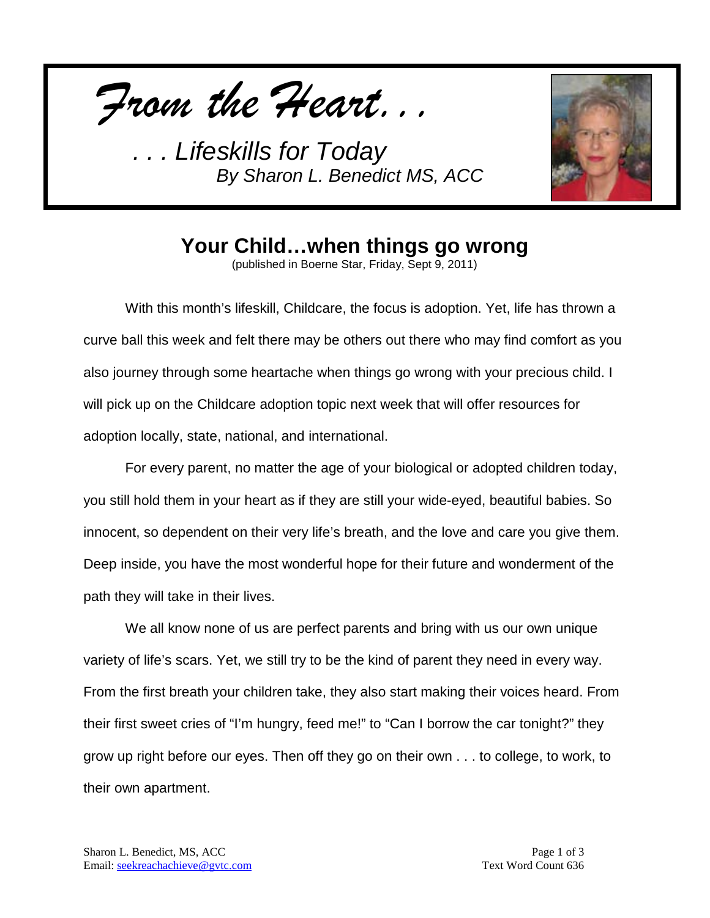*From the Heart. . .*

*. . . Lifeskills for Today*
*By Sharon L. Benedict MS, ACC*

# Your Child…when things go wrong

(published in Boerne Star, Friday, Sept 9, 2011)

With this month's lifeskill, Childcare, the focus is adoption. Yet, life has thrown a curve ball this week and felt there may be others out there who may find comfort as you also journey through some heartache when things go wrong with your precious child. I will pick up on the Childcare adoption topic next week that will offer resources for adoption locally, state, national, and international.

For every parent, no matter the age of your biological or adopted children today, you still hold them in your heart as if they are still your wide-eyed, beautiful babies. So innocent, so dependent on their very life's breath, and the love and care you give them. Deep inside, you have the most wonderful hope for their future and wonderment of the path they will take in their lives.

We all know none of us are perfect parents and bring with us our own unique variety of life's scars. Yet, we still try to be the kind of parent they need in every way. From the first breath your children take, they also start making their voices heard. From their first sweet cries of "I'm hungry, feed me!" to "Can I borrow the car tonight?" they grow up right before our eyes. Then off they go on their own . . . to college, to work, to their own apartment.

Sharon L. Benedict, MS, ACC
Email: seekreachachieve@gvtc.com

Text Word Count 636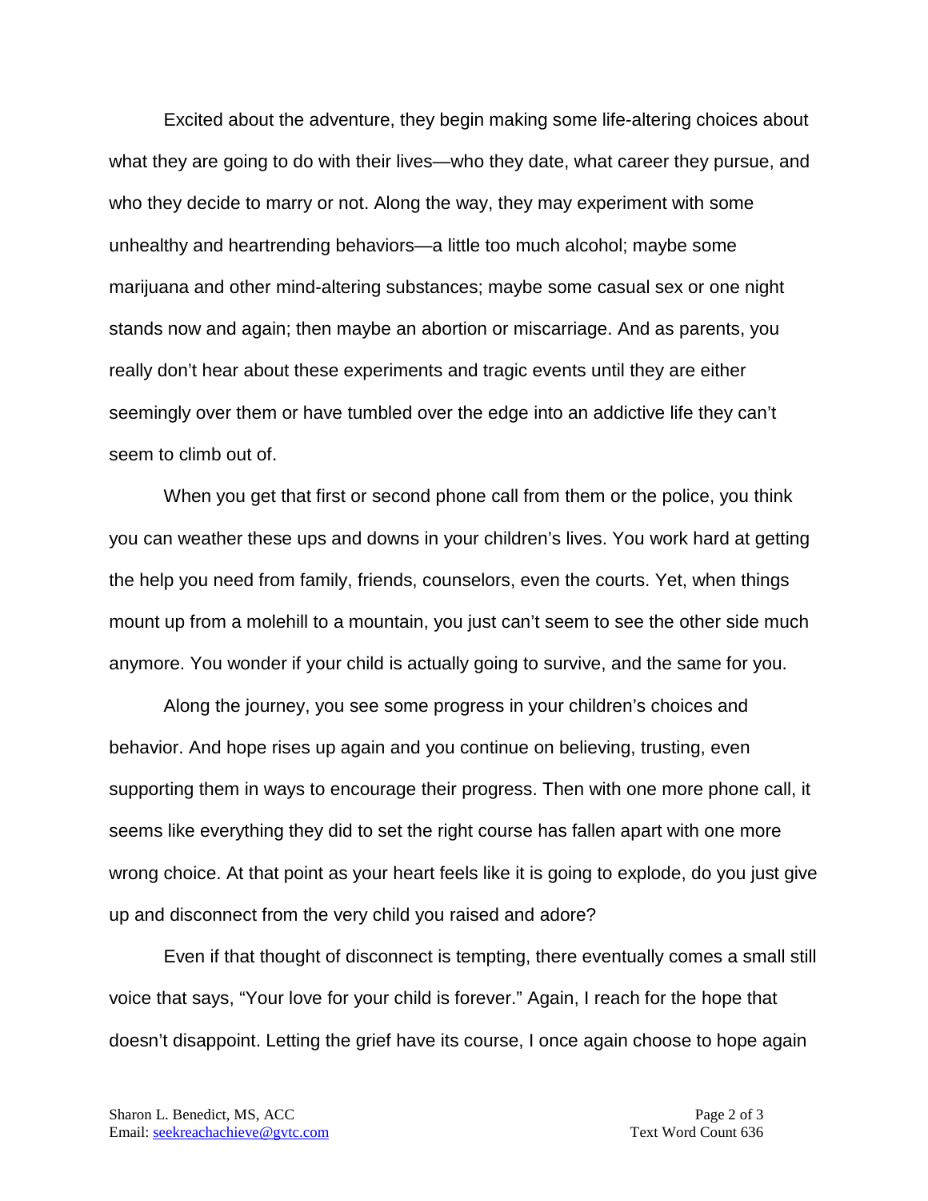Excited about the adventure, they begin making some life-altering choices about what they are going to do with their lives—who they date, what career they pursue, and who they decide to marry or not. Along the way, they may experiment with some unhealthy and heartrending behaviors—a little too much alcohol; maybe some marijuana and other mind-altering substances; maybe some casual sex or one night stands now and again; then maybe an abortion or miscarriage. And as parents, you really don't hear about these experiments and tragic events until they are either seemingly over them or have tumbled over the edge into an addictive life they can't seem to climb out of.

When you get that first or second phone call from them or the police, you think you can weather these ups and downs in your children's lives. You work hard at getting the help you need from family, friends, counselors, even the courts. Yet, when things mount up from a molehill to a mountain, you just can't seem to see the other side much anymore. You wonder if your child is actually going to survive, and the same for you.

Along the journey, you see some progress in your children's choices and behavior. And hope rises up again and you continue on believing, trusting, even supporting them in ways to encourage their progress. Then with one more phone call, it seems like everything they did to set the right course has fallen apart with one more wrong choice. At that point as your heart feels like it is going to explode, do you just give up and disconnect from the very child you raised and adore?

Even if that thought of disconnect is tempting, there eventually comes a small still voice that says, "Your love for your child is forever." Again, I reach for the hope that doesn't disappoint. Letting the grief have its course, I once again choose to hope again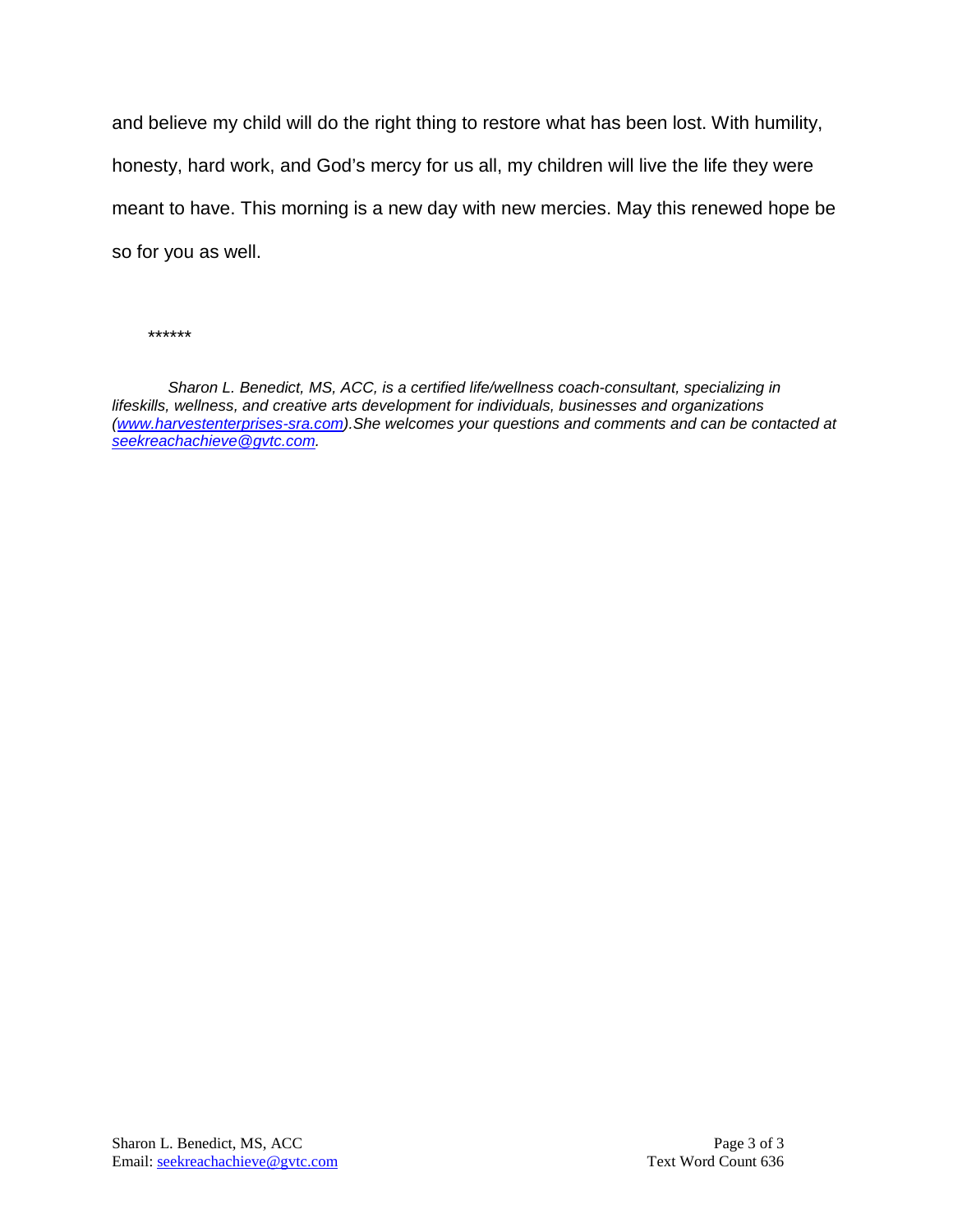and believe my child will do the right thing to restore what has been lost. With humility, honesty, hard work, and God's mercy for us all, my children will live the life they were meant to have. This morning is a new day with new mercies. May this renewed hope be so for you as well.

******

*Sharon L. Benedict, MS, ACC, is a certified life/wellness coach-consultant, specializing in lifeskills, wellness, and creative arts development for individuals, businesses and organizations ([www.harvestenterprises-sra.com](http://www.harvestenterprises-sra.com)).She welcomes your questions and comments and can be contacted at [seekreachachieve@gvtc.com](mailto:seekreachachieve@gvtc.com).*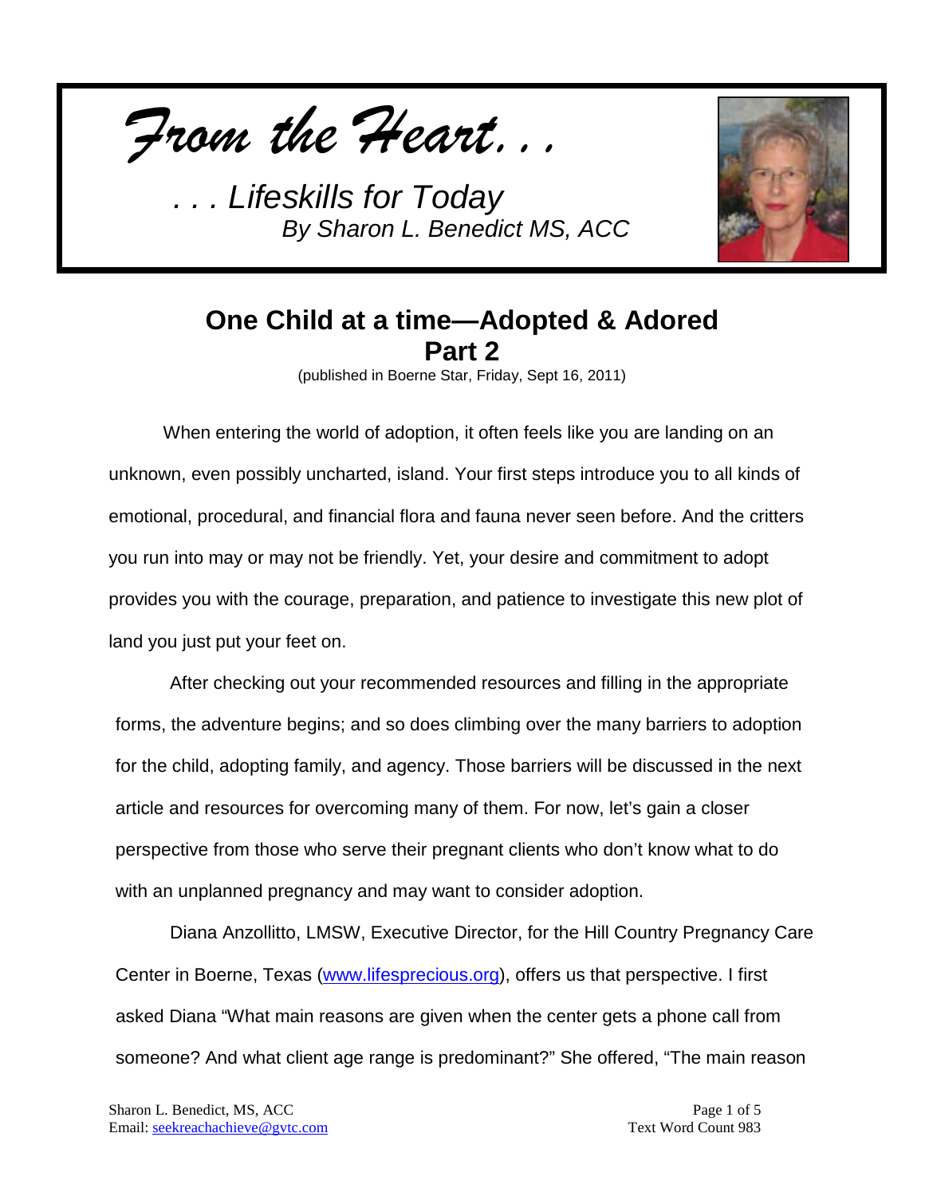*From the Heart. . .*

*. . . Lifeskills for Today*
*By Sharon L. Benedict MS, ACC*

## One Child at a time—Adopted & Adored
## Part 2

(published in Boerne Star, Friday, Sept 16, 2011)

When entering the world of adoption, it often feels like you are landing on an unknown, even possibly uncharted, island. Your first steps introduce you to all kinds of emotional, procedural, and financial flora and fauna never seen before. And the critters you run into may or may not be friendly. Yet, your desire and commitment to adopt provides you with the courage, preparation, and patience to investigate this new plot of land you just put your feet on.

After checking out your recommended resources and filling in the appropriate forms, the adventure begins; and so does climbing over the many barriers to adoption for the child, adopting family, and agency. Those barriers will be discussed in the next article and resources for overcoming many of them. For now, let's gain a closer perspective from those who serve their pregnant clients who don't know what to do with an unplanned pregnancy and may want to consider adoption.

Diana Anzollitto, LMSW, Executive Director, for the Hill Country Pregnancy Care Center in Boerne, Texas (www.lifesprecious.org), offers us that perspective. I first asked Diana "What main reasons are given when the center gets a phone call from someone? And what client age range is predominant?" She offered, "The main reason

Sharon L. Benedict, MS, ACC
Email: seekreachachieve@gvtc.com

Text Word Count 983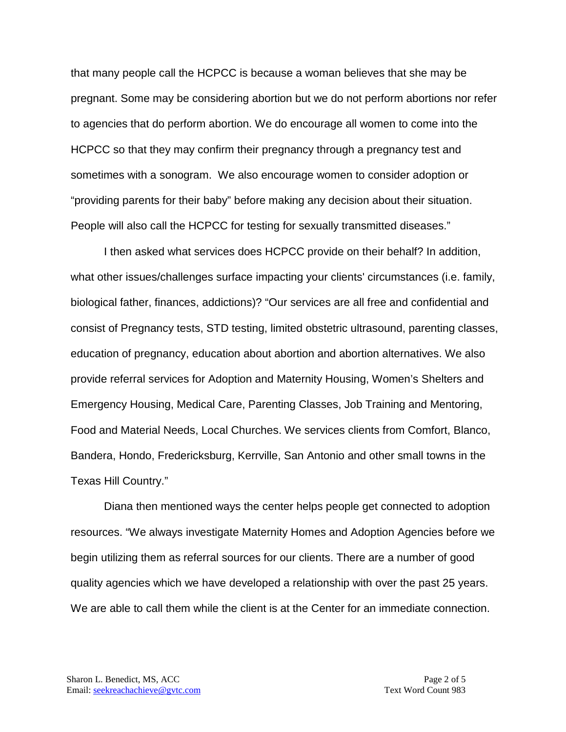that many people call the HCPCC is because a woman believes that she may be pregnant. Some may be considering abortion but we do not perform abortions nor refer to agencies that do perform abortion. We do encourage all women to come into the HCPCC so that they may confirm their pregnancy through a pregnancy test and sometimes with a sonogram.  We also encourage women to consider adoption or "providing parents for their baby" before making any decision about their situation. People will also call the HCPCC for testing for sexually transmitted diseases."

I then asked what services does HCPCC provide on their behalf? In addition, what other issues/challenges surface impacting your clients' circumstances (i.e. family, biological father, finances, addictions)? "Our services are all free and confidential and consist of Pregnancy tests, STD testing, limited obstetric ultrasound, parenting classes, education of pregnancy, education about abortion and abortion alternatives. We also provide referral services for Adoption and Maternity Housing, Women's Shelters and Emergency Housing, Medical Care, Parenting Classes, Job Training and Mentoring, Food and Material Needs, Local Churches. We services clients from Comfort, Blanco, Bandera, Hondo, Fredericksburg, Kerrville, San Antonio and other small towns in the Texas Hill Country."

Diana then mentioned ways the center helps people get connected to adoption resources. "We always investigate Maternity Homes and Adoption Agencies before we begin utilizing them as referral sources for our clients. There are a number of good quality agencies which we have developed a relationship with over the past 25 years. We are able to call them while the client is at the Center for an immediate connection.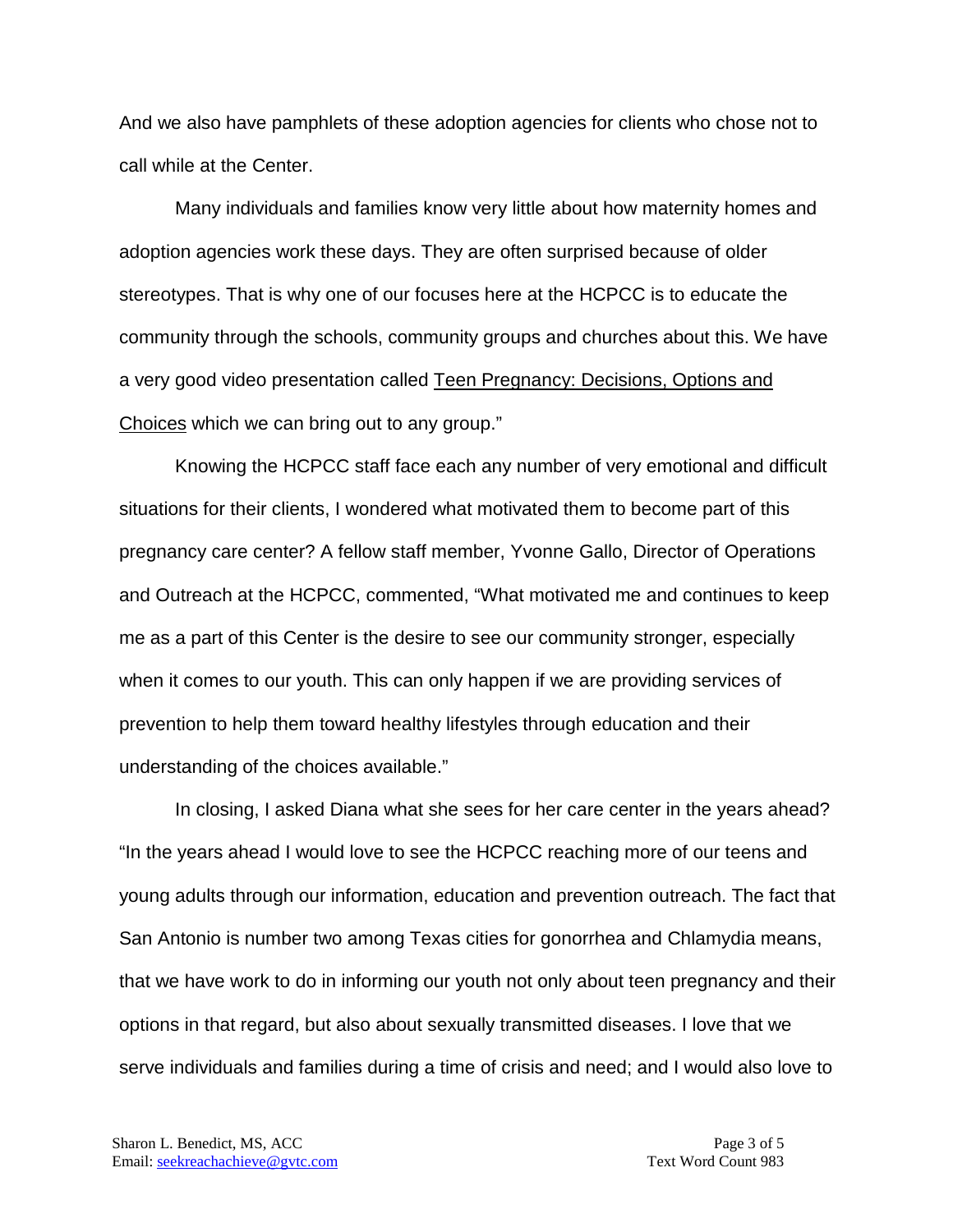And we also have pamphlets of these adoption agencies for clients who chose not to call while at the Center.

Many individuals and families know very little about how maternity homes and adoption agencies work these days. They are often surprised because of older stereotypes. That is why one of our focuses here at the HCPCC is to educate the community through the schools, community groups and churches about this. We have a very good video presentation called Teen Pregnancy: Decisions, Options and Choices which we can bring out to any group."

Knowing the HCPCC staff face each any number of very emotional and difficult situations for their clients, I wondered what motivated them to become part of this pregnancy care center? A fellow staff member, Yvonne Gallo, Director of Operations and Outreach at the HCPCC, commented, "What motivated me and continues to keep me as a part of this Center is the desire to see our community stronger, especially when it comes to our youth. This can only happen if we are providing services of prevention to help them toward healthy lifestyles through education and their understanding of the choices available."

In closing, I asked Diana what she sees for her care center in the years ahead? "In the years ahead I would love to see the HCPCC reaching more of our teens and young adults through our information, education and prevention outreach. The fact that San Antonio is number two among Texas cities for gonorrhea and Chlamydia means, that we have work to do in informing our youth not only about teen pregnancy and their options in that regard, but also about sexually transmitted diseases. I love that we serve individuals and families during a time of crisis and need; and I would also love to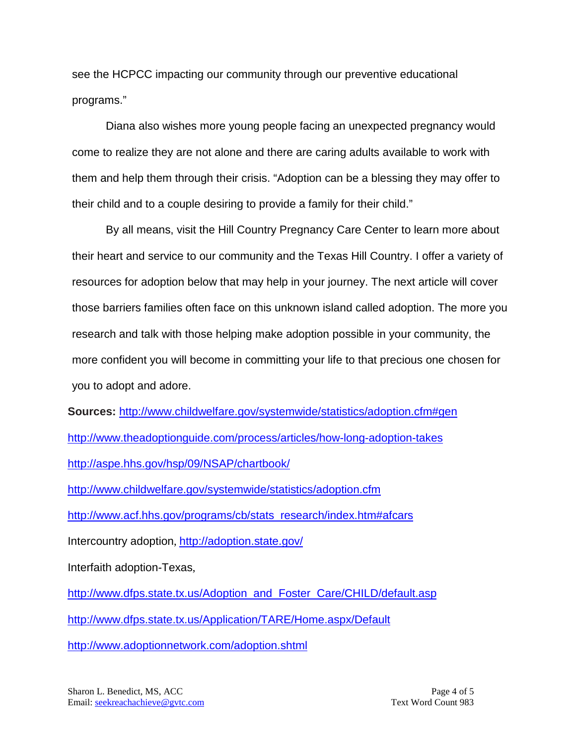see the HCPCC impacting our community through our preventive educational programs."

Diana also wishes more young people facing an unexpected pregnancy would come to realize they are not alone and there are caring adults available to work with them and help them through their crisis. "Adoption can be a blessing they may offer to their child and to a couple desiring to provide a family for their child."

By all means, visit the Hill Country Pregnancy Care Center to learn more about their heart and service to our community and the Texas Hill Country. I offer a variety of resources for adoption below that may help in your journey. The next article will cover those barriers families often face on this unknown island called adoption. The more you research and talk with those helping make adoption possible in your community, the more confident you will become in committing your life to that precious one chosen for you to adopt and adore.

**Sources:** http://www.childwelfare.gov/systemwide/statistics/adoption.cfm#gen

http://www.theadoptionguide.com/process/articles/how-long-adoption-takes

http://aspe.hhs.gov/hsp/09/NSAP/chartbook/

http://www.childwelfare.gov/systemwide/statistics/adoption.cfm

http://www.acf.hhs.gov/programs/cb/stats_research/index.htm#afcars

Intercountry adoption, http://adoption.state.gov/

Interfaith adoption-Texas,

http://www.dfps.state.tx.us/Adoption_and_Foster_Care/CHILD/default.asp

http://www.dfps.state.tx.us/Application/TARE/Home.aspx/Default

http://www.adoptionnetwork.com/adoption.shtml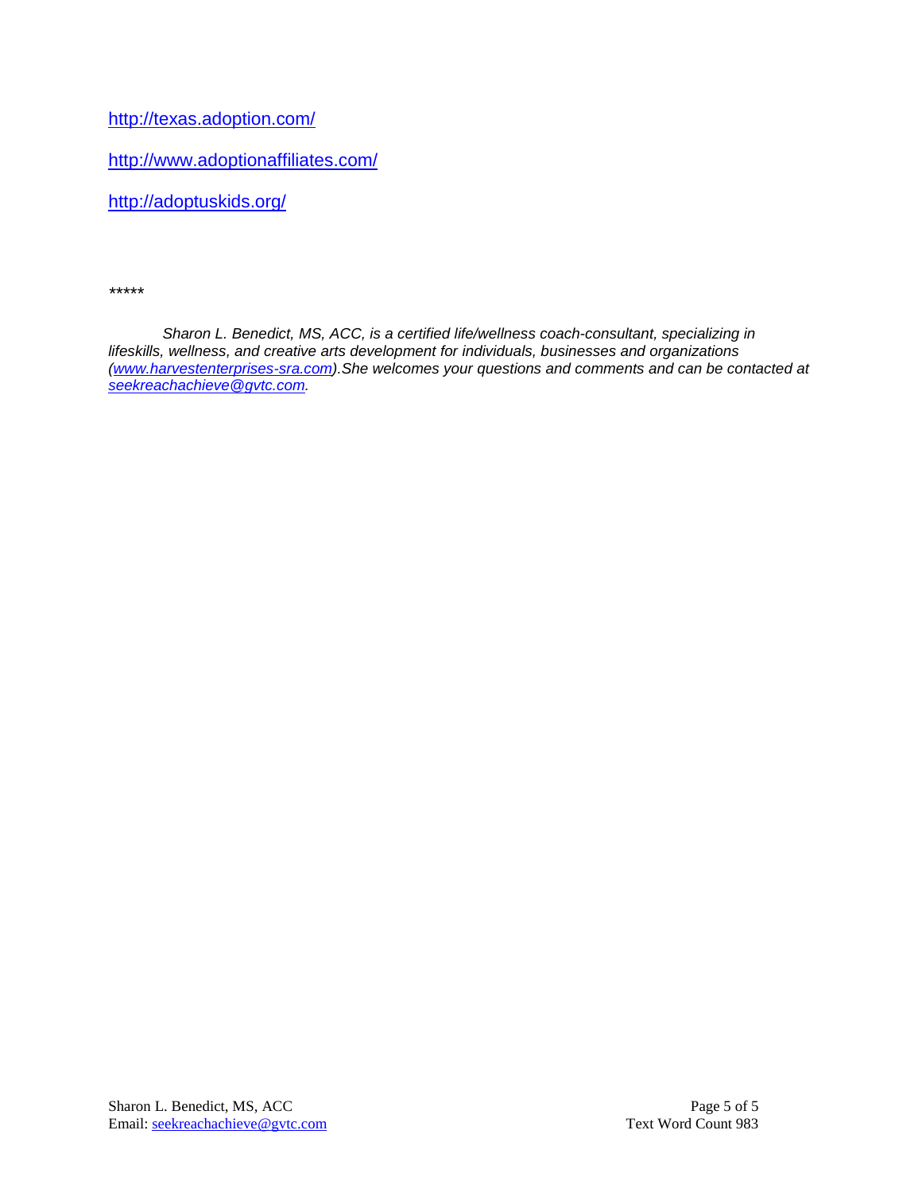http://texas.adoption.com/

http://www.adoptionaffiliates.com/

http://adoptuskids.org/

*****

*Sharon L. Benedict, MS, ACC, is a certified life/wellness coach-consultant, specializing in lifeskills, wellness, and creative arts development for individuals, businesses and organizations (www.harvestenterprises-sra.com).She welcomes your questions and comments and can be contacted at seekreachachieve@gvtc.com.*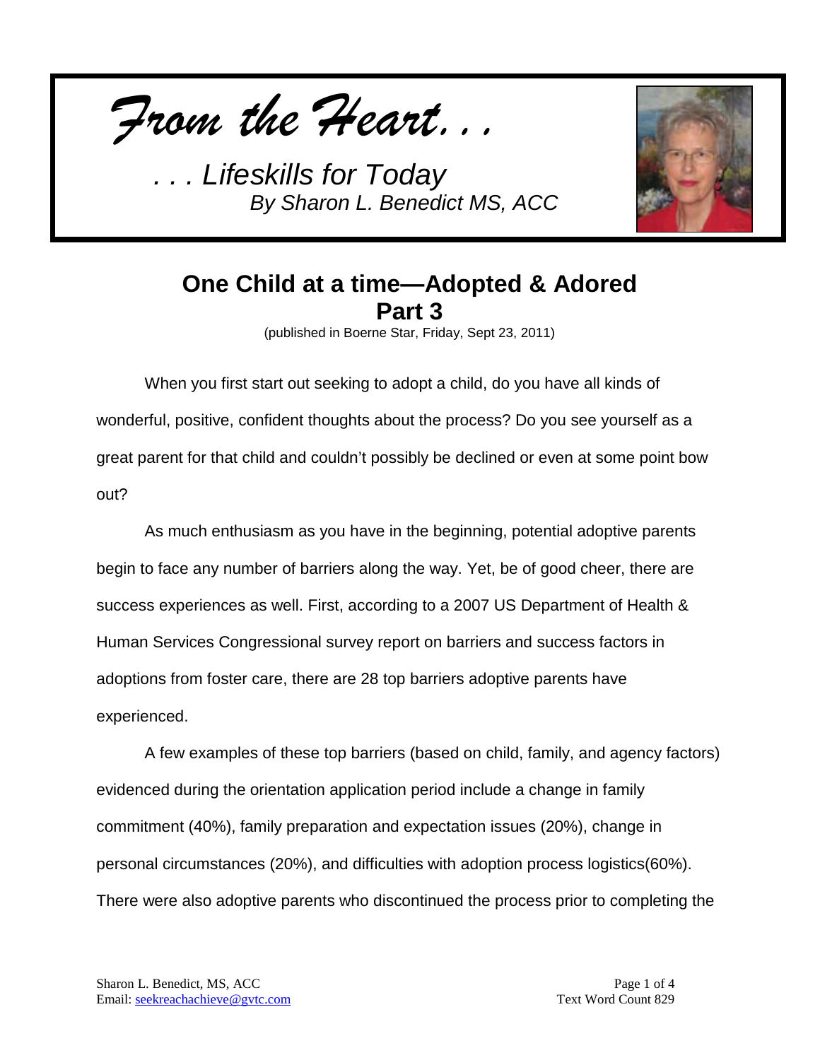*From the Heart. . .*

*. . . Lifeskills for Today*
*By Sharon L. Benedict MS, ACC*

# One Child at a time—Adopted & Adored Part 3

(published in Boerne Star, Friday, Sept 23, 2011)

When you first start out seeking to adopt a child, do you have all kinds of wonderful, positive, confident thoughts about the process? Do you see yourself as a great parent for that child and couldn't possibly be declined or even at some point bow out?

As much enthusiasm as you have in the beginning, potential adoptive parents begin to face any number of barriers along the way. Yet, be of good cheer, there are success experiences as well. First, according to a 2007 US Department of Health & Human Services Congressional survey report on barriers and success factors in adoptions from foster care, there are 28 top barriers adoptive parents have experienced.

A few examples of these top barriers (based on child, family, and agency factors) evidenced during the orientation application period include a change in family commitment (40%), family preparation and expectation issues (20%), change in personal circumstances (20%), and difficulties with adoption process logistics(60%). There were also adoptive parents who discontinued the process prior to completing the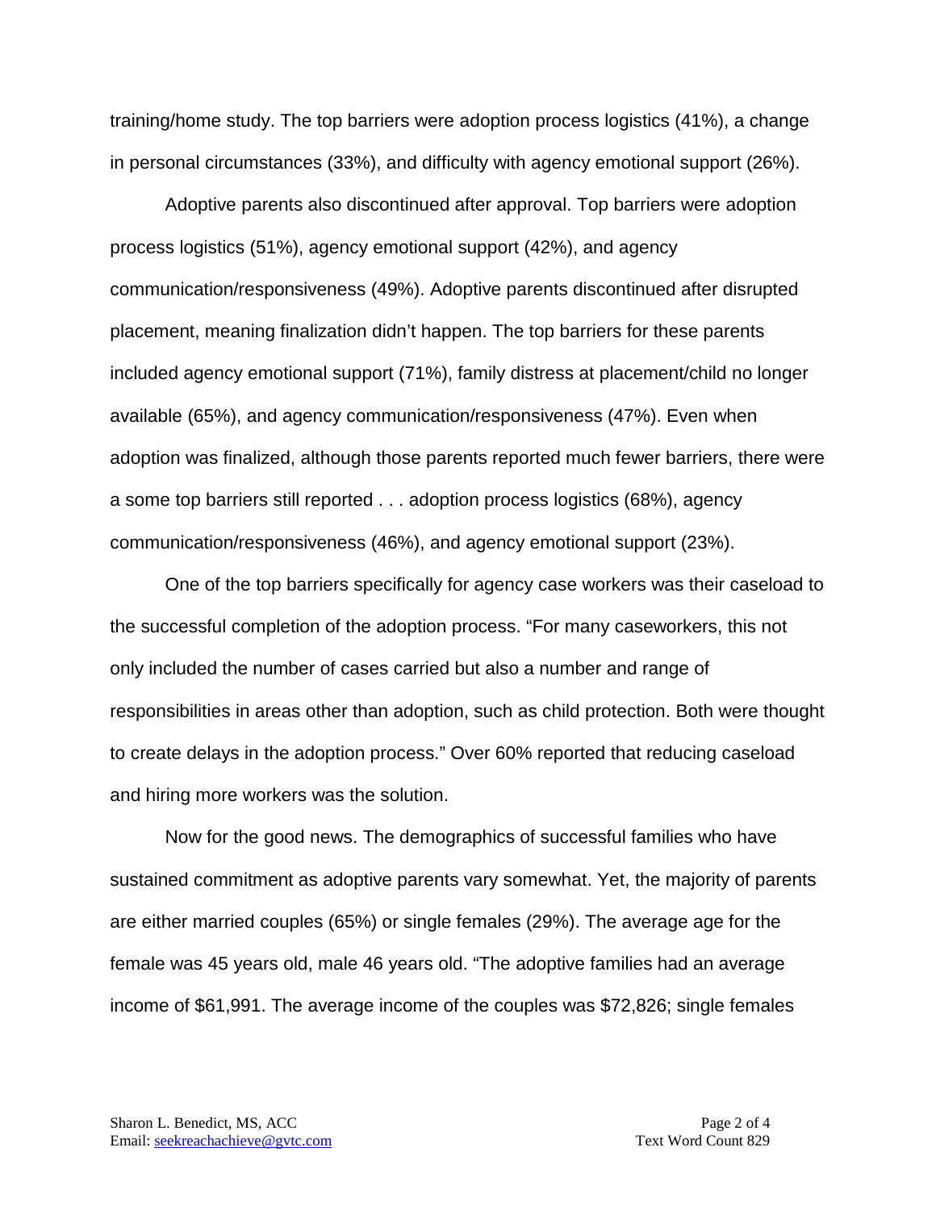training/home study. The top barriers were adoption process logistics (41%), a change in personal circumstances (33%), and difficulty with agency emotional support (26%).

Adoptive parents also discontinued after approval. Top barriers were adoption process logistics (51%), agency emotional support (42%), and agency communication/responsiveness (49%). Adoptive parents discontinued after disrupted placement, meaning finalization didn't happen. The top barriers for these parents included agency emotional support (71%), family distress at placement/child no longer available (65%), and agency communication/responsiveness (47%). Even when adoption was finalized, although those parents reported much fewer barriers, there were a some top barriers still reported . . . adoption process logistics (68%), agency communication/responsiveness (46%), and agency emotional support (23%).

One of the top barriers specifically for agency case workers was their caseload to the successful completion of the adoption process. "For many caseworkers, this not only included the number of cases carried but also a number and range of responsibilities in areas other than adoption, such as child protection. Both were thought to create delays in the adoption process." Over 60% reported that reducing caseload and hiring more workers was the solution.

Now for the good news. The demographics of successful families who have sustained commitment as adoptive parents vary somewhat. Yet, the majority of parents are either married couples (65%) or single females (29%). The average age for the female was 45 years old, male 46 years old. "The adoptive families had an average income of $61,991. The average income of the couples was $72,826; single females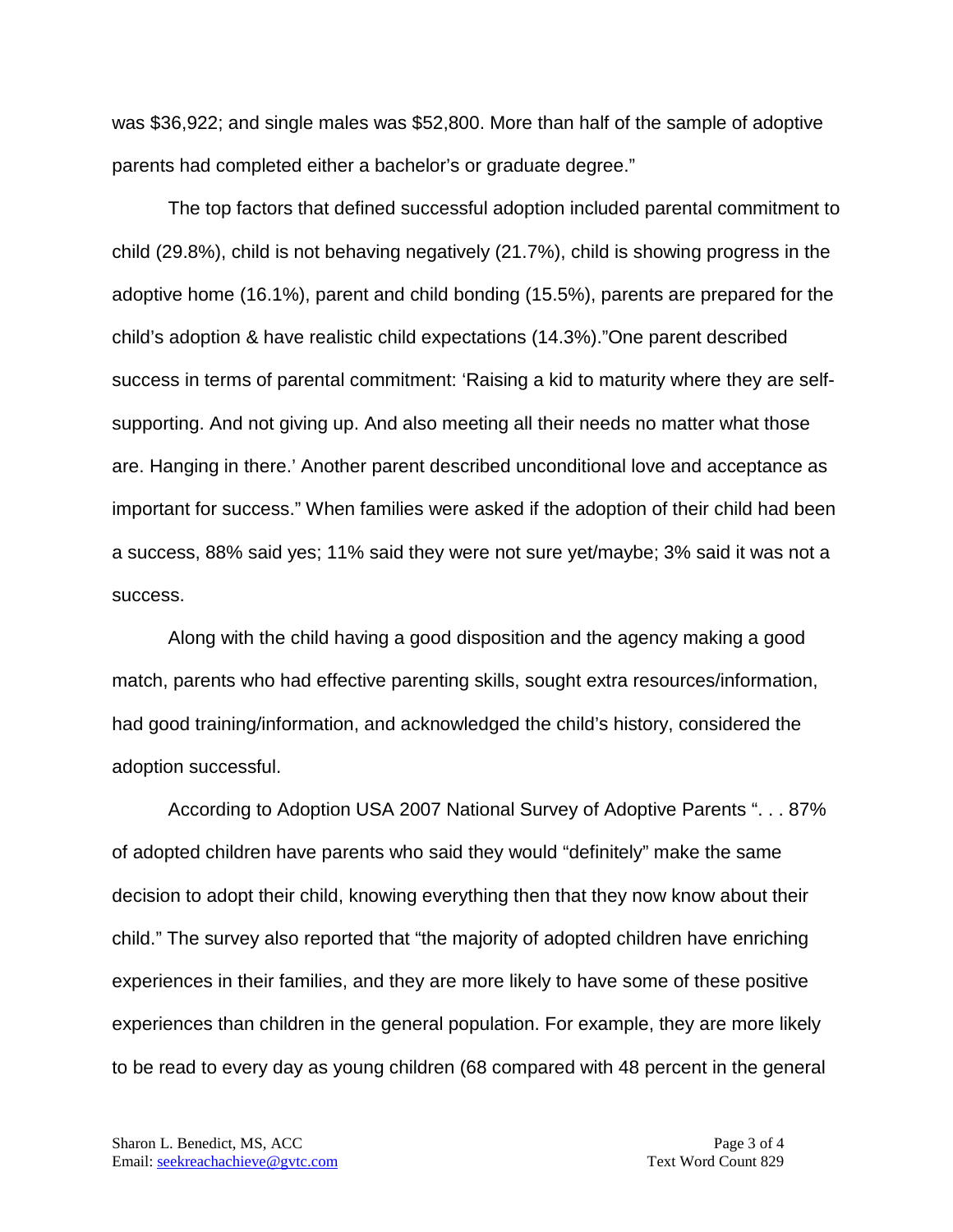was $36,922; and single males was $52,800. More than half of the sample of adoptive parents had completed either a bachelor's or graduate degree."

The top factors that defined successful adoption included parental commitment to child (29.8%), child is not behaving negatively (21.7%), child is showing progress in the adoptive home (16.1%), parent and child bonding (15.5%), parents are prepared for the child's adoption & have realistic child expectations (14.3%)."One parent described success in terms of parental commitment: 'Raising a kid to maturity where they are self-supporting. And not giving up. And also meeting all their needs no matter what those are. Hanging in there.' Another parent described unconditional love and acceptance as important for success." When families were asked if the adoption of their child had been a success, 88% said yes; 11% said they were not sure yet/maybe; 3% said it was not a success.

Along with the child having a good disposition and the agency making a good match, parents who had effective parenting skills, sought extra resources/information, had good training/information, and acknowledged the child's history, considered the adoption successful.

According to Adoption USA 2007 National Survey of Adoptive Parents ". . . 87% of adopted children have parents who said they would "definitely" make the same decision to adopt their child, knowing everything then that they now know about their child." The survey also reported that "the majority of adopted children have enriching experiences in their families, and they are more likely to have some of these positive experiences than children in the general population. For example, they are more likely to be read to every day as young children (68 compared with 48 percent in the general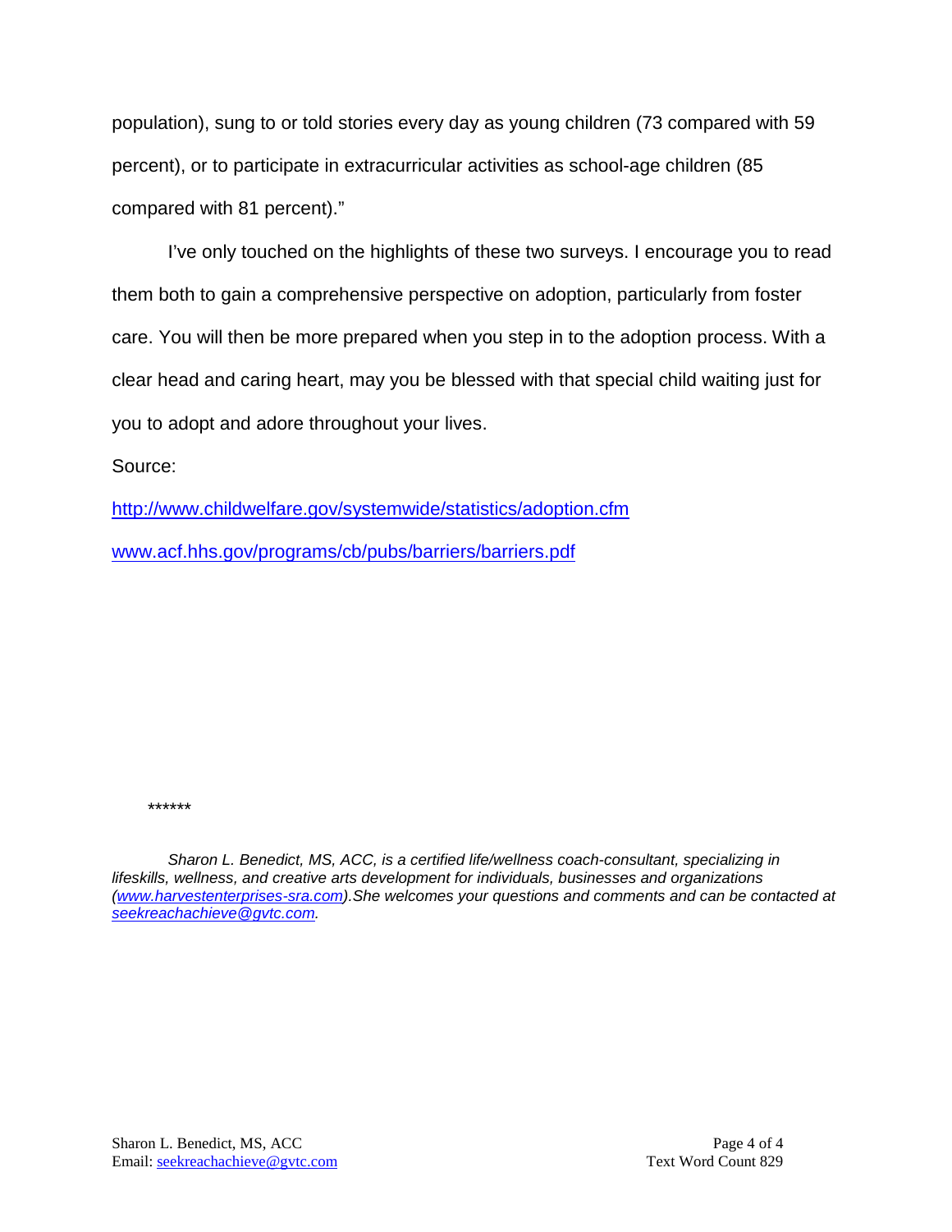population), sung to or told stories every day as young children (73 compared with 59 percent), or to participate in extracurricular activities as school-age children (85 compared with 81 percent)."

I've only touched on the highlights of these two surveys. I encourage you to read them both to gain a comprehensive perspective on adoption, particularly from foster care. You will then be more prepared when you step in to the adoption process. With a clear head and caring heart, may you be blessed with that special child waiting just for you to adopt and adore throughout your lives.

Source:

http://www.childwelfare.gov/systemwide/statistics/adoption.cfm

www.acf.hhs.gov/programs/cb/pubs/barriers/barriers.pdf

******

*Sharon L. Benedict, MS, ACC, is a certified life/wellness coach-consultant, specializing in lifeskills, wellness, and creative arts development for individuals, businesses and organizations (www.harvestenterprises-sra.com).She welcomes your questions and comments and can be contacted at seekreachachieve@gvtc.com.*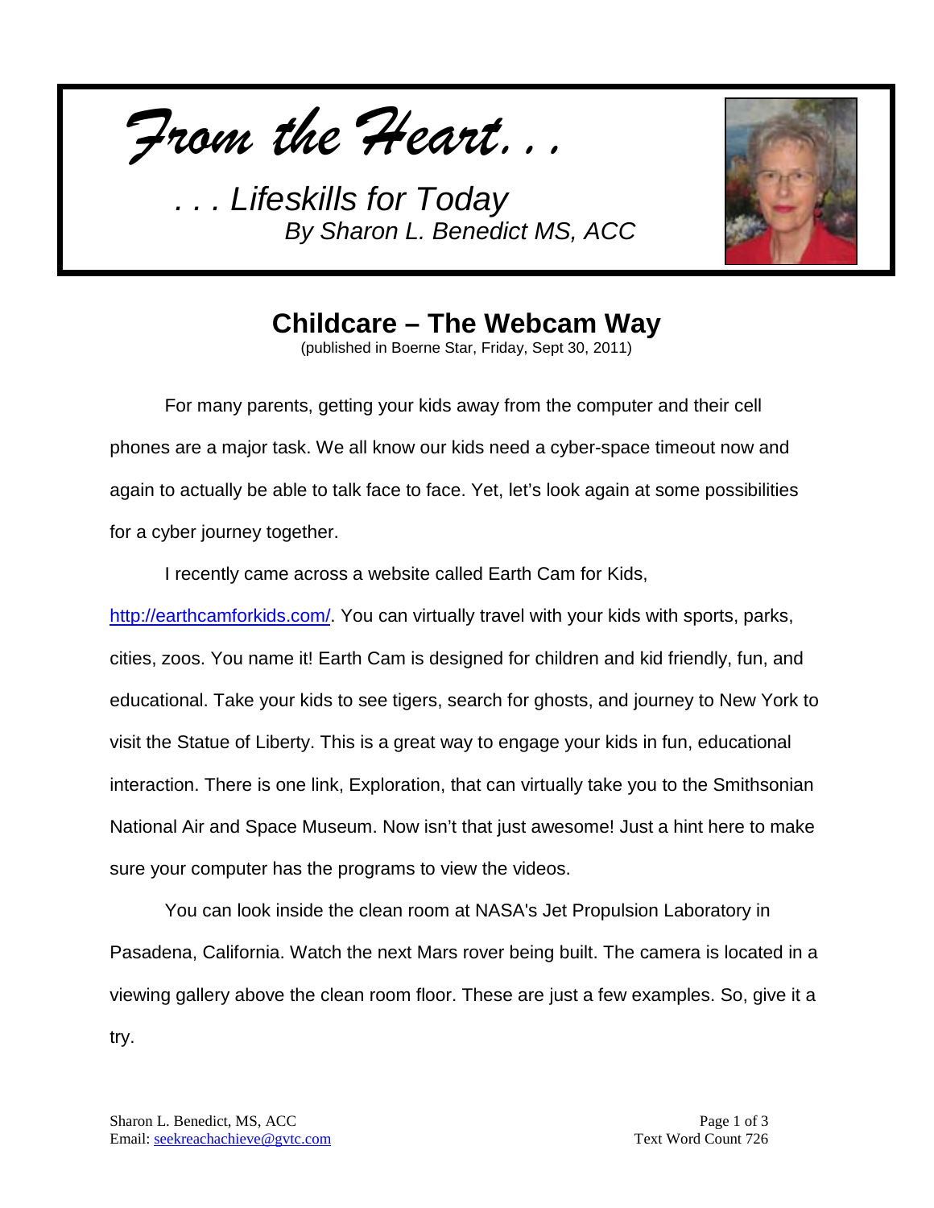*From the Heart. . .*

*. . . Lifeskills for Today*
*By Sharon L. Benedict MS, ACC*

# Childcare – The Webcam Way

(published in Boerne Star, Friday, Sept 30, 2011)

For many parents, getting your kids away from the computer and their cell phones are a major task. We all know our kids need a cyber-space timeout now and again to actually be able to talk face to face. Yet, let's look again at some possibilities for a cyber journey together.

I recently came across a website called Earth Cam for Kids, http://earthcamforkids.com/. You can virtually travel with your kids with sports, parks, cities, zoos. You name it! Earth Cam is designed for children and kid friendly, fun, and educational. Take your kids to see tigers, search for ghosts, and journey to New York to visit the Statue of Liberty. This is a great way to engage your kids in fun, educational interaction. There is one link, Exploration, that can virtually take you to the Smithsonian National Air and Space Museum. Now isn't that just awesome! Just a hint here to make sure your computer has the programs to view the videos.

You can look inside the clean room at NASA's Jet Propulsion Laboratory in Pasadena, California. Watch the next Mars rover being built. The camera is located in a viewing gallery above the clean room floor. These are just a few examples. So, give it a try.

Sharon L. Benedict, MS, ACC
Email: seekreachachieve@gvtc.com

Text Word Count 726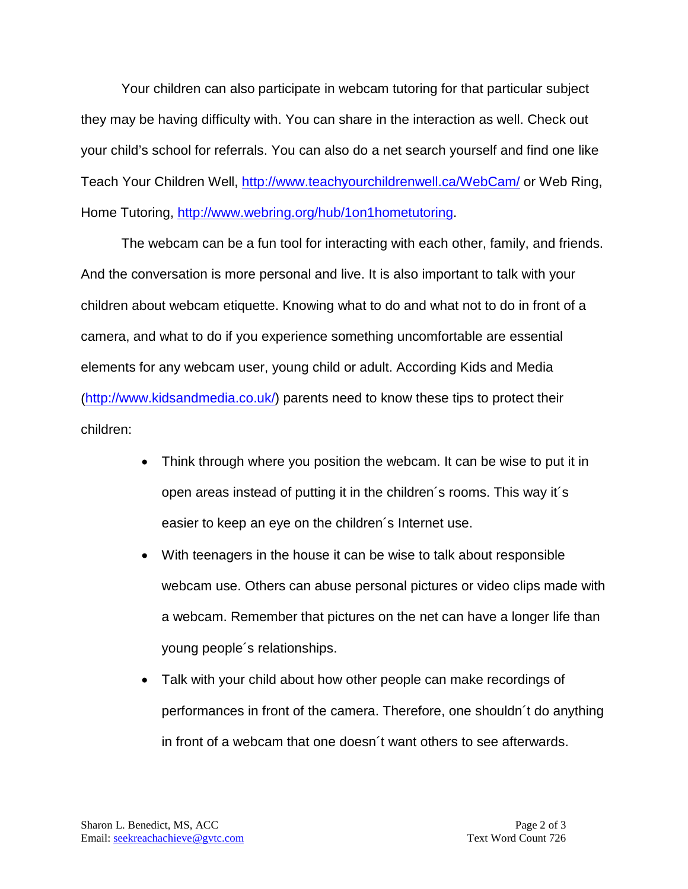Your children can also participate in webcam tutoring for that particular subject they may be having difficulty with. You can share in the interaction as well. Check out your child's school for referrals. You can also do a net search yourself and find one like Teach Your Children Well, http://www.teachyourchildrenwell.ca/WebCam/ or Web Ring, Home Tutoring, http://www.webring.org/hub/1on1hometutoring.

The webcam can be a fun tool for interacting with each other, family, and friends. And the conversation is more personal and live. It is also important to talk with your children about webcam etiquette. Knowing what to do and what not to do in front of a camera, and what to do if you experience something uncomfortable are essential elements for any webcam user, young child or adult. According Kids and Media (http://www.kidsandmedia.co.uk/) parents need to know these tips to protect their children:

- Think through where you position the webcam. It can be wise to put it in open areas instead of putting it in the children´s rooms. This way it´s easier to keep an eye on the children´s Internet use.
- With teenagers in the house it can be wise to talk about responsible webcam use. Others can abuse personal pictures or video clips made with a webcam. Remember that pictures on the net can have a longer life than young people´s relationships.
- Talk with your child about how other people can make recordings of performances in front of the camera. Therefore, one shouldn´t do anything in front of a webcam that one doesn´t want others to see afterwards.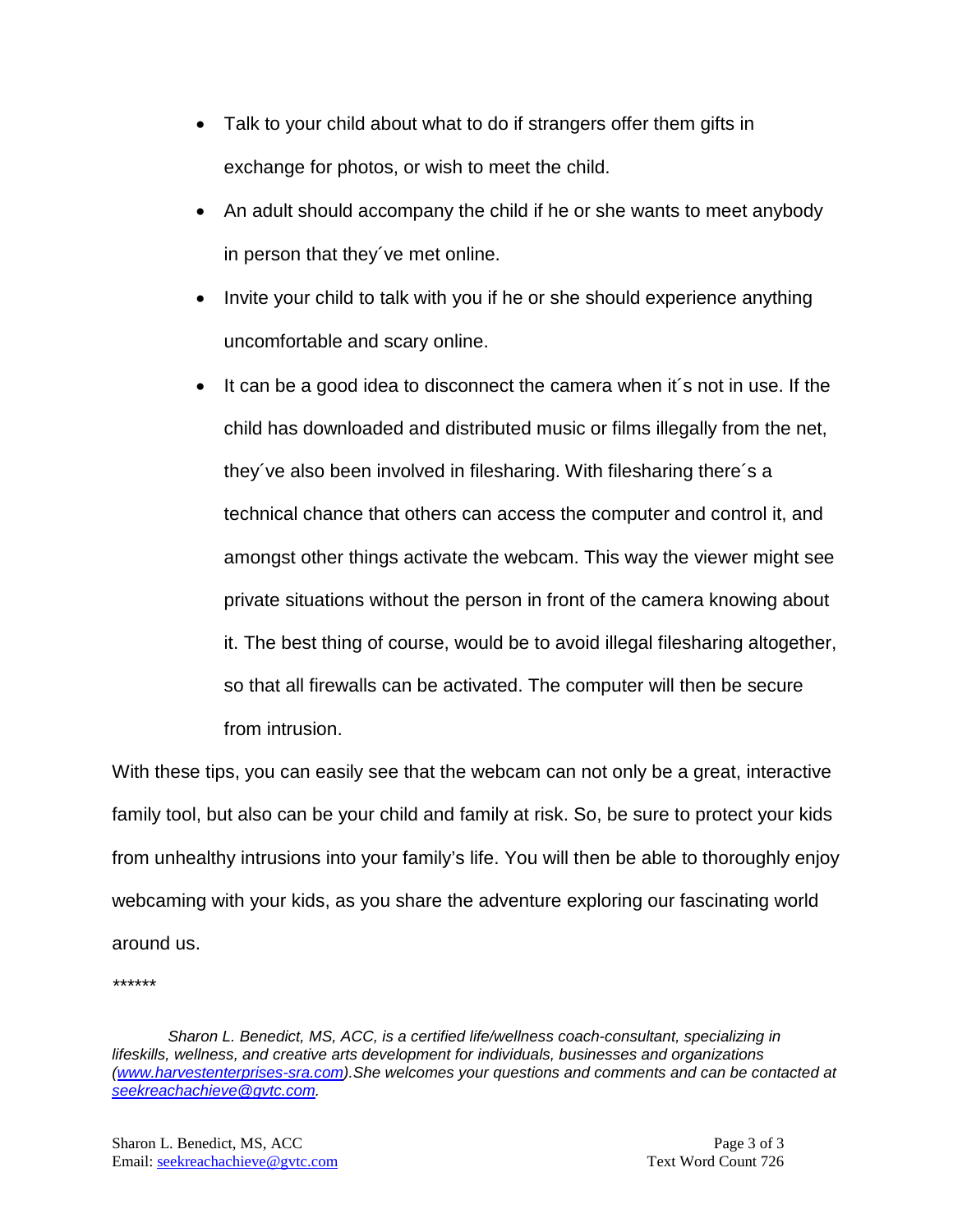- Talk to your child about what to do if strangers offer them gifts in exchange for photos, or wish to meet the child.
- An adult should accompany the child if he or she wants to meet anybody in person that they´ve met online.
- Invite your child to talk with you if he or she should experience anything uncomfortable and scary online.
- It can be a good idea to disconnect the camera when it´s not in use. If the child has downloaded and distributed music or films illegally from the net, they´ve also been involved in filesharing. With filesharing there´s a technical chance that others can access the computer and control it, and amongst other things activate the webcam. This way the viewer might see private situations without the person in front of the camera knowing about it. The best thing of course, would be to avoid illegal filesharing altogether, so that all firewalls can be activated. The computer will then be secure from intrusion.

With these tips, you can easily see that the webcam can not only be a great, interactive family tool, but also can be your child and family at risk. So, be sure to protect your kids from unhealthy intrusions into your family's life. You will then be able to thoroughly enjoy webcaming with your kids, as you share the adventure exploring our fascinating world around us.

*******

*Sharon L. Benedict, MS, ACC, is a certified life/wellness coach-consultant, specializing in lifeskills, wellness, and creative arts development for individuals, businesses and organizations ([www.harvestenterprises-sra.com](http://www.harvestenterprises-sra.com)).She welcomes your questions and comments and can be contacted at [seekreachachieve@gvtc.com](mailto:seekreachachieve@gvtc.com).*

Text Word Count 726